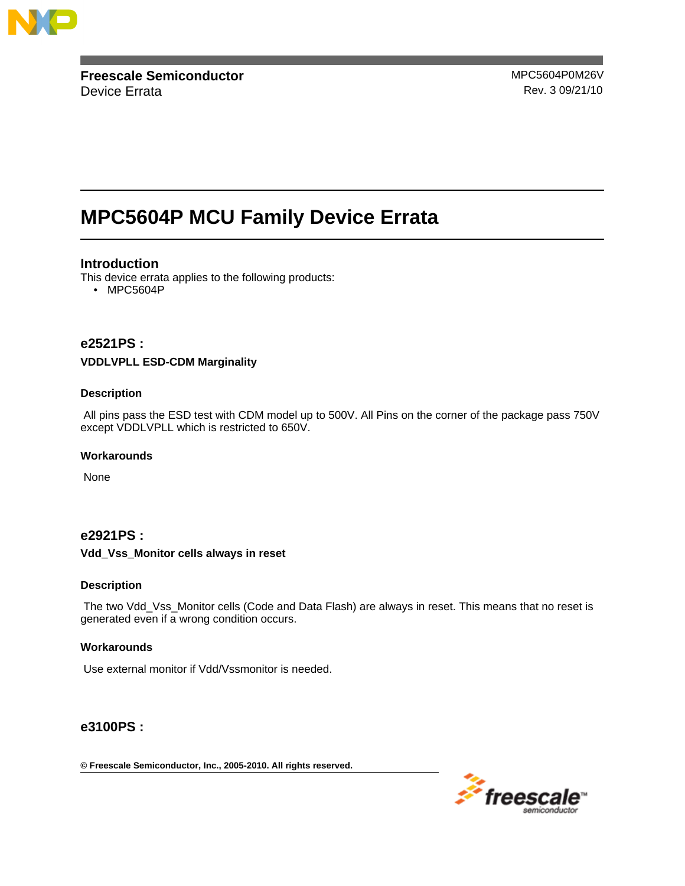**Freescale Semiconductor**
Device Errata

MPC5604P0M26V
Rev. 3 09/21/10

# MPC5604P MCU Family Device Errata

## Introduction

This device errata applies to the following products:

- MPC5604P

## e2521PS :

**VDDLVPLL ESD-CDM Marginality**

### Description

All pins pass the ESD test with CDM model up to 500V. All Pins on the corner of the package pass 750V except VDDLVPLL which is restricted to 650V.

### Workarounds

None

## e2921PS :

**Vdd_Vss_Monitor cells always in reset**

### Description

The two Vdd_Vss_Monitor cells (Code and Data Flash) are always in reset. This means that no reset is generated even if a wrong condition occurs.

### Workarounds

Use external monitor if Vdd/Vssmonitor is needed.

## e3100PS :

**© Freescale Semiconductor, Inc., 2005-2010. All rights reserved.**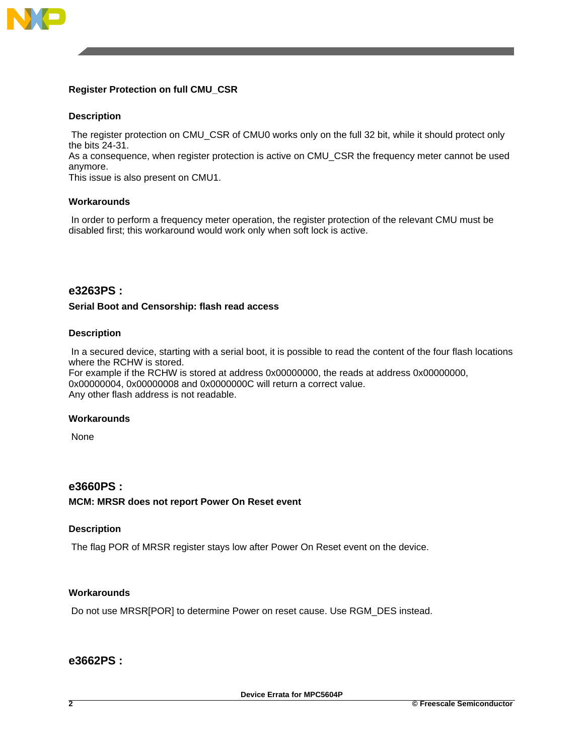**Register Protection on full CMU_CSR**

**Description**

The register protection on CMU_CSR of CMU0 works only on the full 32 bit, while it should protect only the bits 24-31.
As a consequence, when register protection is active on CMU_CSR the frequency meter cannot be used anymore.
This issue is also present on CMU1.

**Workarounds**

In order to perform a frequency meter operation, the register protection of the relevant CMU must be disabled first; this workaround would work only when soft lock is active.

## e3263PS :

**Serial Boot and Censorship: flash read access**

**Description**

In a secured device, starting with a serial boot, it is possible to read the content of the four flash locations where the RCHW is stored.
For example if the RCHW is stored at address 0x00000000, the reads at address 0x00000000, 0x00000004, 0x00000008 and 0x0000000C will return a correct value.
Any other flash address is not readable.

**Workarounds**

None

## e3660PS :

**MCM: MRSR does not report Power On Reset event**

**Description**

The flag POR of MRSR register stays low after Power On Reset event on the device.

**Workarounds**

Do not use MRSR[POR] to determine Power on reset cause. Use RGM_DES instead.

## e3662PS :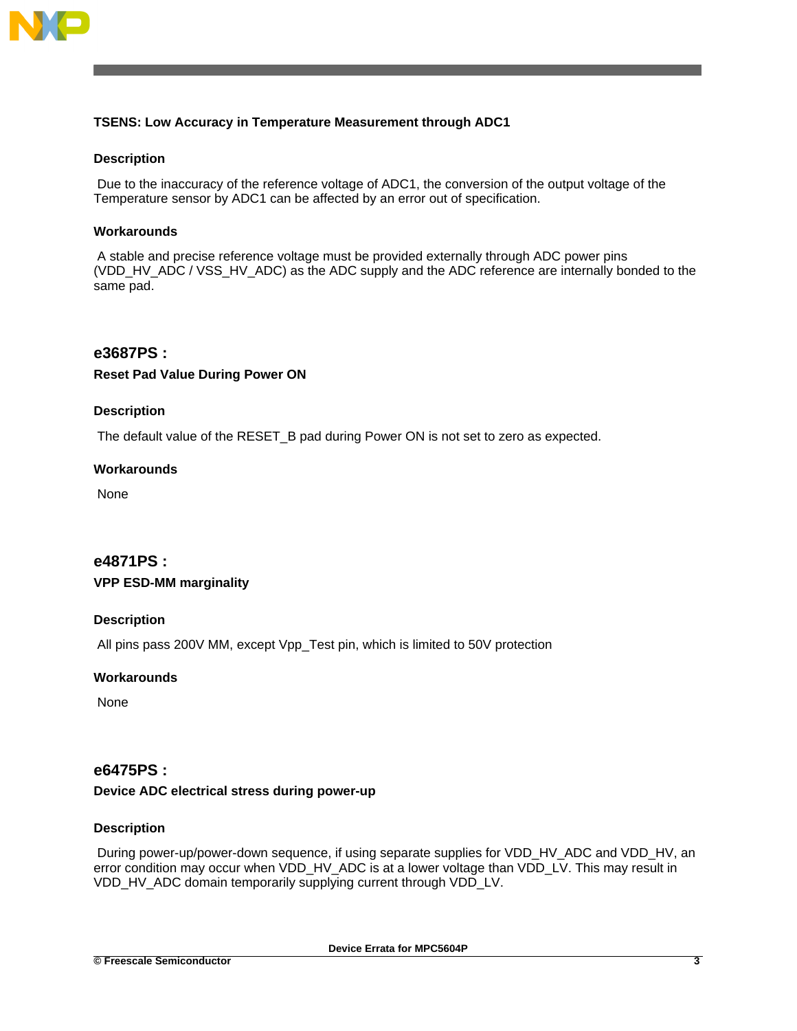### TSENS: Low Accuracy in Temperature Measurement through ADC1

#### Description

Due to the inaccuracy of the reference voltage of ADC1, the conversion of the output voltage of the Temperature sensor by ADC1 can be affected by an error out of specification.

#### Workarounds

A stable and precise reference voltage must be provided externally through ADC power pins (VDD_HV_ADC / VSS_HV_ADC) as the ADC supply and the ADC reference are internally bonded to the same pad.

## e3687PS :

### Reset Pad Value During Power ON

#### Description

The default value of the RESET_B pad during Power ON is not set to zero as expected.

#### Workarounds

None

## e4871PS :

### VPP ESD-MM marginality

#### Description

All pins pass 200V MM, except Vpp_Test pin, which is limited to 50V protection

#### Workarounds

None

## e6475PS :

### Device ADC electrical stress during power-up

#### Description

During power-up/power-down sequence, if using separate supplies for VDD_HV_ADC and VDD_HV, an error condition may occur when VDD_HV_ADC is at a lower voltage than VDD_LV. This may result in VDD_HV_ADC domain temporarily supplying current through VDD_LV.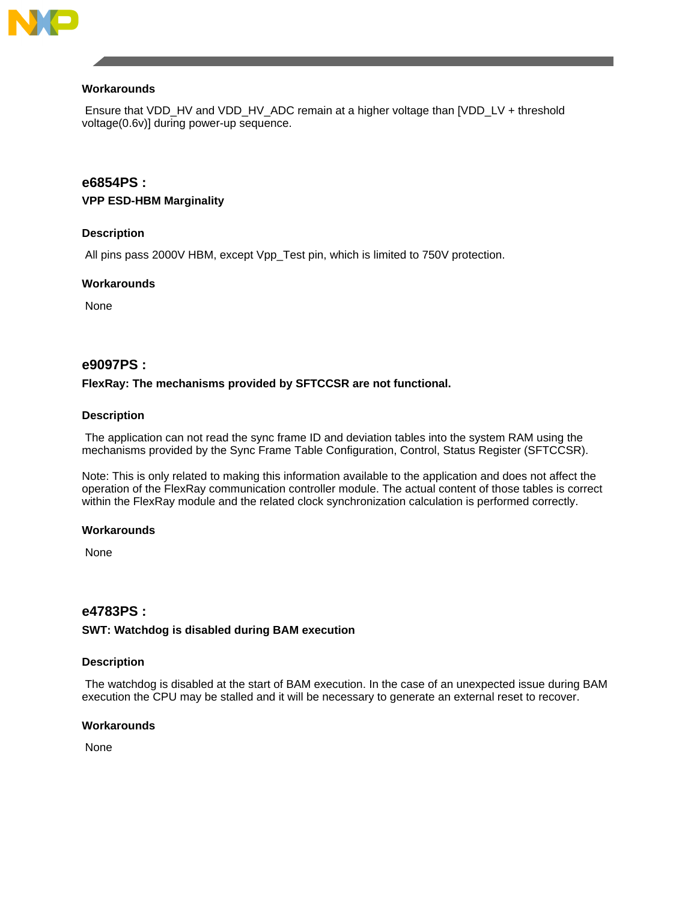### Workarounds

Ensure that VDD_HV and VDD_HV_ADC remain at a higher voltage than [VDD_LV + threshold voltage(0.6v)] during power-up sequence.

## e6854PS :

**VPP ESD-HBM Marginality**

### Description

All pins pass 2000V HBM, except Vpp_Test pin, which is limited to 750V protection.

### Workarounds

None

## e9097PS :

**FlexRay: The mechanisms provided by SFTCCSR are not functional.**

### Description

The application can not read the sync frame ID and deviation tables into the system RAM using the mechanisms provided by the Sync Frame Table Configuration, Control, Status Register (SFTCCSR).

Note: This is only related to making this information available to the application and does not affect the operation of the FlexRay communication controller module. The actual content of those tables is correct within the FlexRay module and the related clock synchronization calculation is performed correctly.

### Workarounds

None

## e4783PS :

**SWT: Watchdog is disabled during BAM execution**

### Description

The watchdog is disabled at the start of BAM execution. In the case of an unexpected issue during BAM execution the CPU may be stalled and it will be necessary to generate an external reset to recover.

### Workarounds

None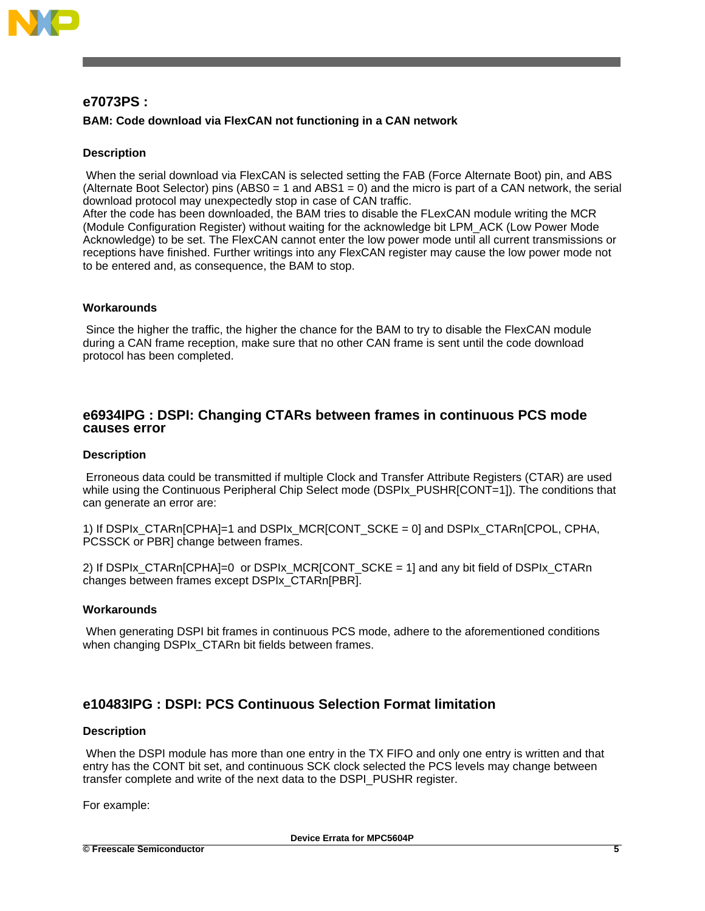## e7073PS :

### BAM: Code download via FlexCAN not functioning in a CAN network

#### Description

When the serial download via FlexCAN is selected setting the FAB (Force Alternate Boot) pin, and ABS (Alternate Boot Selector) pins (ABS0 = 1 and ABS1 = 0) and the micro is part of a CAN network, the serial download protocol may unexpectedly stop in case of CAN traffic.
After the code has been downloaded, the BAM tries to disable the FLexCAN module writing the MCR (Module Configuration Register) without waiting for the acknowledge bit LPM_ACK (Low Power Mode Acknowledge) to be set. The FlexCAN cannot enter the low power mode until all current transmissions or receptions have finished. Further writings into any FlexCAN register may cause the low power mode not to be entered and, as consequence, the BAM to stop.

#### Workarounds

Since the higher the traffic, the higher the chance for the BAM to try to disable the FlexCAN module during a CAN frame reception, make sure that no other CAN frame is sent until the code download protocol has been completed.

## e6934IPG : DSPI: Changing CTARs between frames in continuous PCS mode causes error

#### Description

Erroneous data could be transmitted if multiple Clock and Transfer Attribute Registers (CTAR) are used while using the Continuous Peripheral Chip Select mode (DSPIx_PUSHR[CONT=1]). The conditions that can generate an error are:

1) If DSPIx_CTARn[CPHA]=1 and DSPIx_MCR[CONT_SCKE = 0] and DSPIx_CTARn[CPOL, CPHA, PCSSCK or PBR] change between frames.

2) If DSPIx_CTARn[CPHA]=0 or DSPIx_MCR[CONT_SCKE = 1] and any bit field of DSPIx_CTARn changes between frames except DSPIx_CTARn[PBR].

#### Workarounds

When generating DSPI bit frames in continuous PCS mode, adhere to the aforementioned conditions when changing DSPIx_CTARn bit fields between frames.

## e10483IPG : DSPI: PCS Continuous Selection Format limitation

#### Description

When the DSPI module has more than one entry in the TX FIFO and only one entry is written and that entry has the CONT bit set, and continuous SCK clock selected the PCS levels may change between transfer complete and write of the next data to the DSPI_PUSHR register.

For example: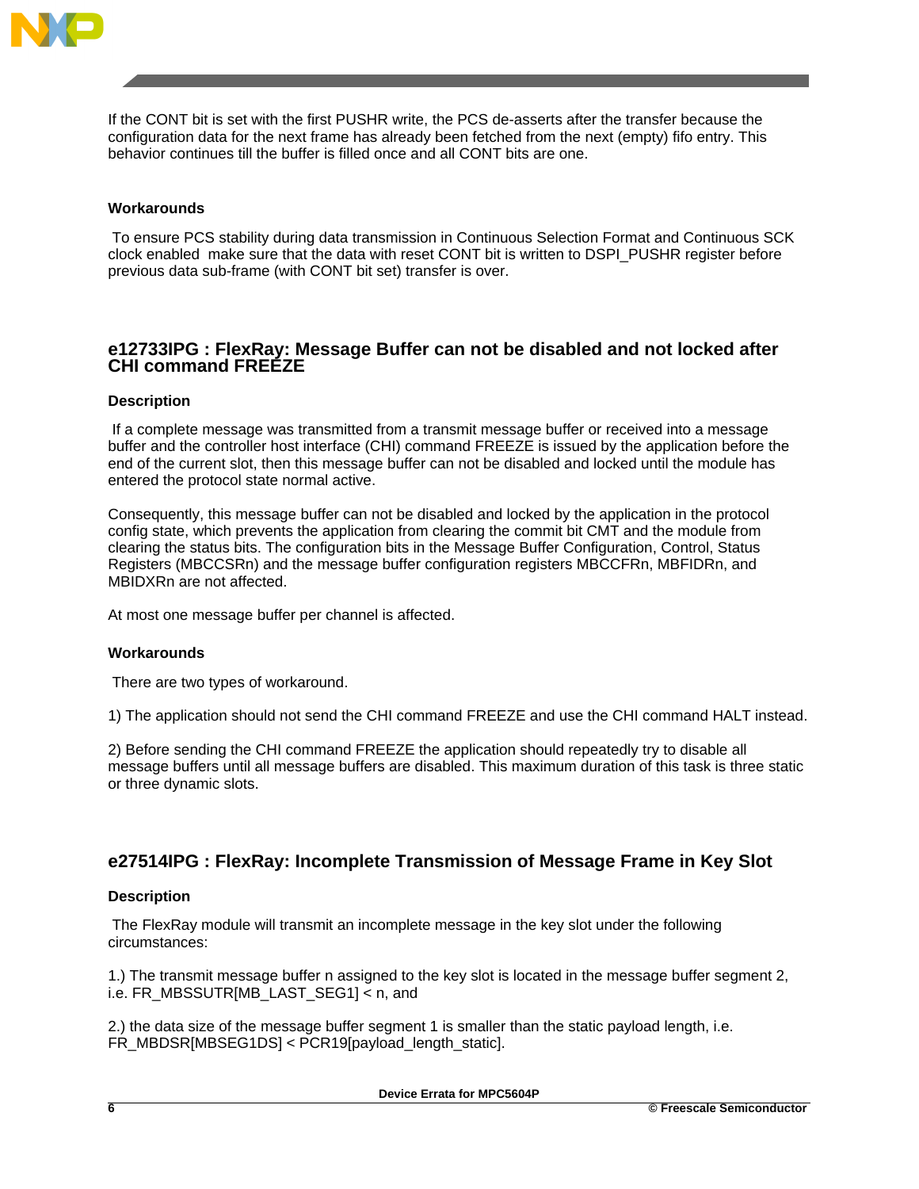If the CONT bit is set with the first PUSHR write, the PCS de-asserts after the transfer because the configuration data for the next frame has already been fetched from the next (empty) fifo entry. This behavior continues till the buffer is filled once and all CONT bits are one.

### Workarounds

To ensure PCS stability during data transmission in Continuous Selection Format and Continuous SCK clock enabled make sure that the data with reset CONT bit is written to DSPI_PUSHR register before previous data sub-frame (with CONT bit set) transfer is over.

## e12733IPG : FlexRay: Message Buffer can not be disabled and not locked after CHI command FREEZE

### Description

If a complete message was transmitted from a transmit message buffer or received into a message buffer and the controller host interface (CHI) command FREEZE is issued by the application before the end of the current slot, then this message buffer can not be disabled and locked until the module has entered the protocol state normal active.

Consequently, this message buffer can not be disabled and locked by the application in the protocol config state, which prevents the application from clearing the commit bit CMT and the module from clearing the status bits. The configuration bits in the Message Buffer Configuration, Control, Status Registers (MBCCSRn) and the message buffer configuration registers MBCCFRn, MBFIDRn, and MBIDXRn are not affected.

At most one message buffer per channel is affected.

### Workarounds

There are two types of workaround.

1) The application should not send the CHI command FREEZE and use the CHI command HALT instead.

2) Before sending the CHI command FREEZE the application should repeatedly try to disable all message buffers until all message buffers are disabled. This maximum duration of this task is three static or three dynamic slots.

## e27514IPG : FlexRay: Incomplete Transmission of Message Frame in Key Slot

### Description

The FlexRay module will transmit an incomplete message in the key slot under the following circumstances:

1.) The transmit message buffer n assigned to the key slot is located in the message buffer segment 2, i.e. FR_MBSSUTR[MB_LAST_SEG1] < n, and

2.) the data size of the message buffer segment 1 is smaller than the static payload length, i.e. FR_MBDSR[MBSEG1DS] < PCR19[payload_length_static].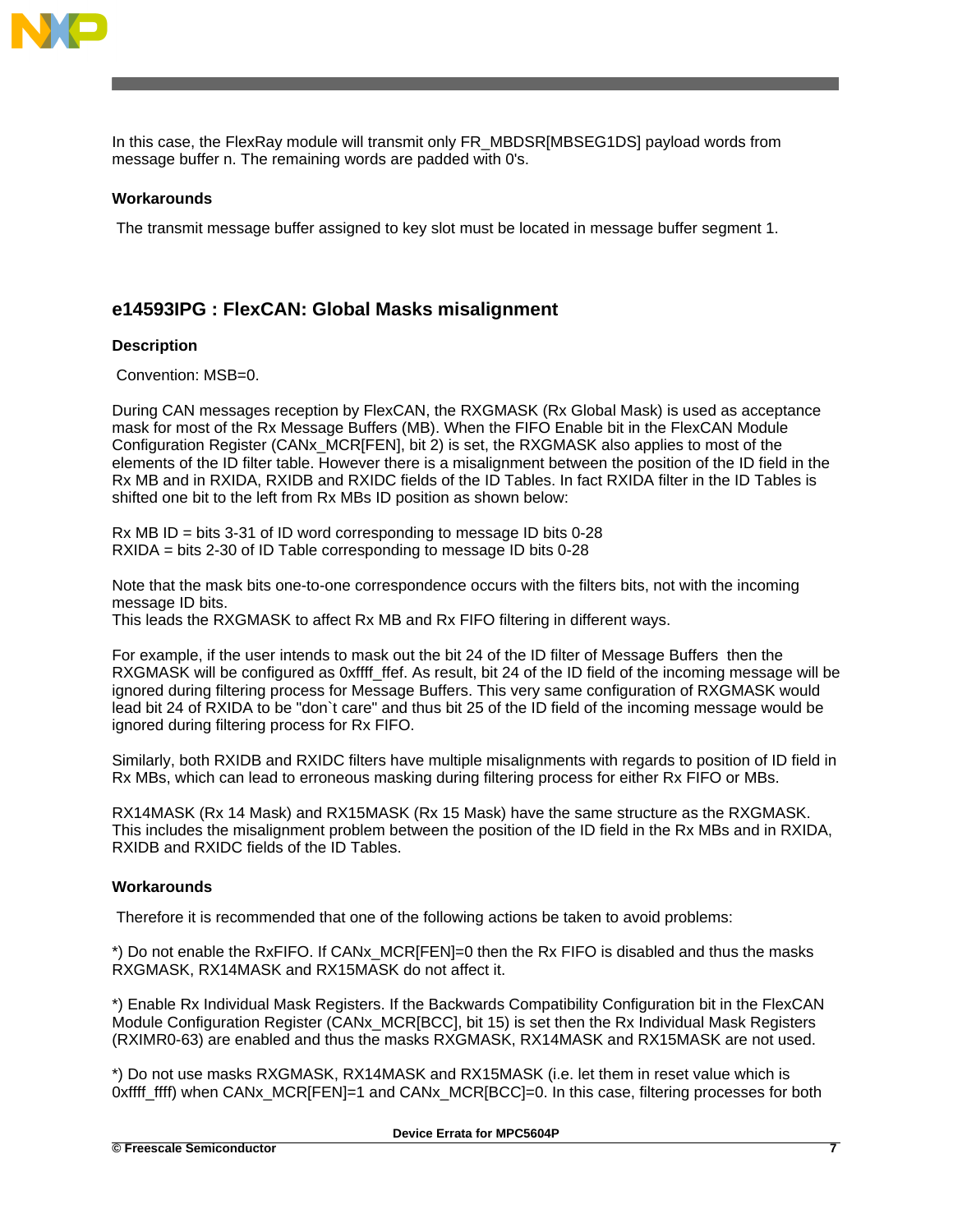In this case, the FlexRay module will transmit only FR_MBDSR[MBSEG1DS] payload words from message buffer n. The remaining words are padded with 0's.

### Workarounds

The transmit message buffer assigned to key slot must be located in message buffer segment 1.

## e14593IPG : FlexCAN: Global Masks misalignment

### Description

Convention: MSB=0.

During CAN messages reception by FlexCAN, the RXGMASK (Rx Global Mask) is used as acceptance mask for most of the Rx Message Buffers (MB). When the FIFO Enable bit in the FlexCAN Module Configuration Register (CANx_MCR[FEN], bit 2) is set, the RXGMASK also applies to most of the elements of the ID filter table. However there is a misalignment between the position of the ID field in the Rx MB and in RXIDA, RXIDB and RXIDC fields of the ID Tables. In fact RXIDA filter in the ID Tables is shifted one bit to the left from Rx MBs ID position as shown below:

Rx MB ID = bits 3-31 of ID word corresponding to message ID bits 0-28
RXIDA = bits 2-30 of ID Table corresponding to message ID bits 0-28

Note that the mask bits one-to-one correspondence occurs with the filters bits, not with the incoming message ID bits.
This leads the RXGMASK to affect Rx MB and Rx FIFO filtering in different ways.

For example, if the user intends to mask out the bit 24 of the ID filter of Message Buffers then the RXGMASK will be configured as 0xffff_ffef. As result, bit 24 of the ID field of the incoming message will be ignored during filtering process for Message Buffers. This very same configuration of RXGMASK would lead bit 24 of RXIDA to be "don`t care" and thus bit 25 of the ID field of the incoming message would be ignored during filtering process for Rx FIFO.

Similarly, both RXIDB and RXIDC filters have multiple misalignments with regards to position of ID field in Rx MBs, which can lead to erroneous masking during filtering process for either Rx FIFO or MBs.

RX14MASK (Rx 14 Mask) and RX15MASK (Rx 15 Mask) have the same structure as the RXGMASK. This includes the misalignment problem between the position of the ID field in the Rx MBs and in RXIDA, RXIDB and RXIDC fields of the ID Tables.

### Workarounds

Therefore it is recommended that one of the following actions be taken to avoid problems:

*) Do not enable the RxFIFO. If CANx_MCR[FEN]=0 then the Rx FIFO is disabled and thus the masks RXGMASK, RX14MASK and RX15MASK do not affect it.

*) Enable Rx Individual Mask Registers. If the Backwards Compatibility Configuration bit in the FlexCAN Module Configuration Register (CANx_MCR[BCC], bit 15) is set then the Rx Individual Mask Registers (RXIMR0-63) are enabled and thus the masks RXGMASK, RX14MASK and RX15MASK are not used.

*) Do not use masks RXGMASK, RX14MASK and RX15MASK (i.e. let them in reset value which is 0xffff_ffff) when CANx_MCR[FEN]=1 and CANx_MCR[BCC]=0. In this case, filtering processes for both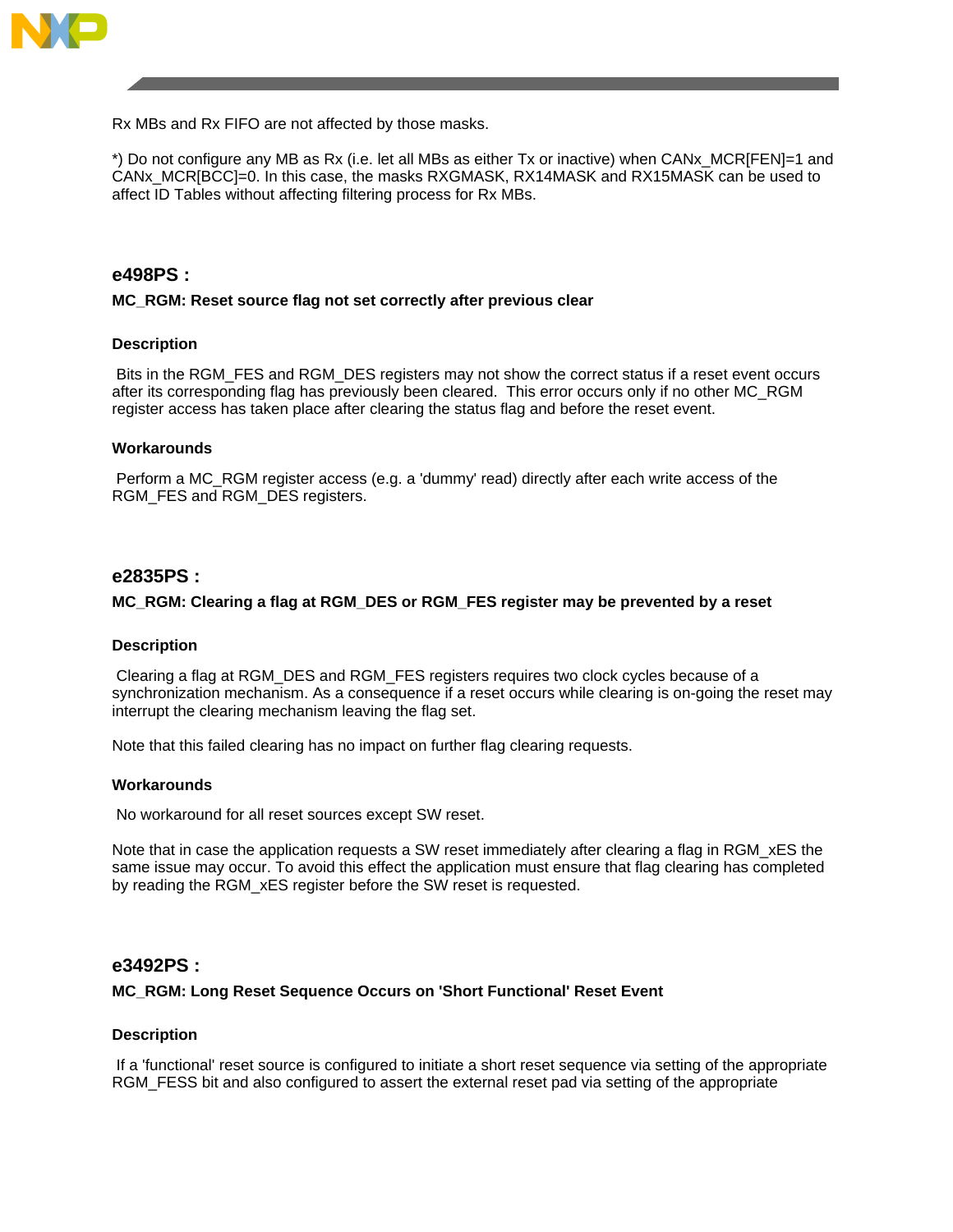Rx MBs and Rx FIFO are not affected by those masks.

*) Do not configure any MB as Rx (i.e. let all MBs as either Tx or inactive) when CANx_MCR[FEN]=1 and CANx_MCR[BCC]=0. In this case, the masks RXGMASK, RX14MASK and RX15MASK can be used to affect ID Tables without affecting filtering process for Rx MBs.

## e498PS :

**MC_RGM: Reset source flag not set correctly after previous clear**

### Description

Bits in the RGM_FES and RGM_DES registers may not show the correct status if a reset event occurs after its corresponding flag has previously been cleared.  This error occurs only if no other MC_RGM register access has taken place after clearing the status flag and before the reset event.

### Workarounds

Perform a MC_RGM register access (e.g. a 'dummy' read) directly after each write access of the RGM_FES and RGM_DES registers.

## e2835PS :

**MC_RGM: Clearing a flag at RGM_DES or RGM_FES register may be prevented by a reset**

### Description

Clearing a flag at RGM_DES and RGM_FES registers requires two clock cycles because of a synchronization mechanism. As a consequence if a reset occurs while clearing is on-going the reset may interrupt the clearing mechanism leaving the flag set.

Note that this failed clearing has no impact on further flag clearing requests.

### Workarounds

No workaround for all reset sources except SW reset.

Note that in case the application requests a SW reset immediately after clearing a flag in RGM_xES the same issue may occur. To avoid this effect the application must ensure that flag clearing has completed by reading the RGM_xES register before the SW reset is requested.

## e3492PS :

**MC_RGM: Long Reset Sequence Occurs on 'Short Functional' Reset Event**

### Description

If a 'functional' reset source is configured to initiate a short reset sequence via setting of the appropriate RGM_FESS bit and also configured to assert the external reset pad via setting of the appropriate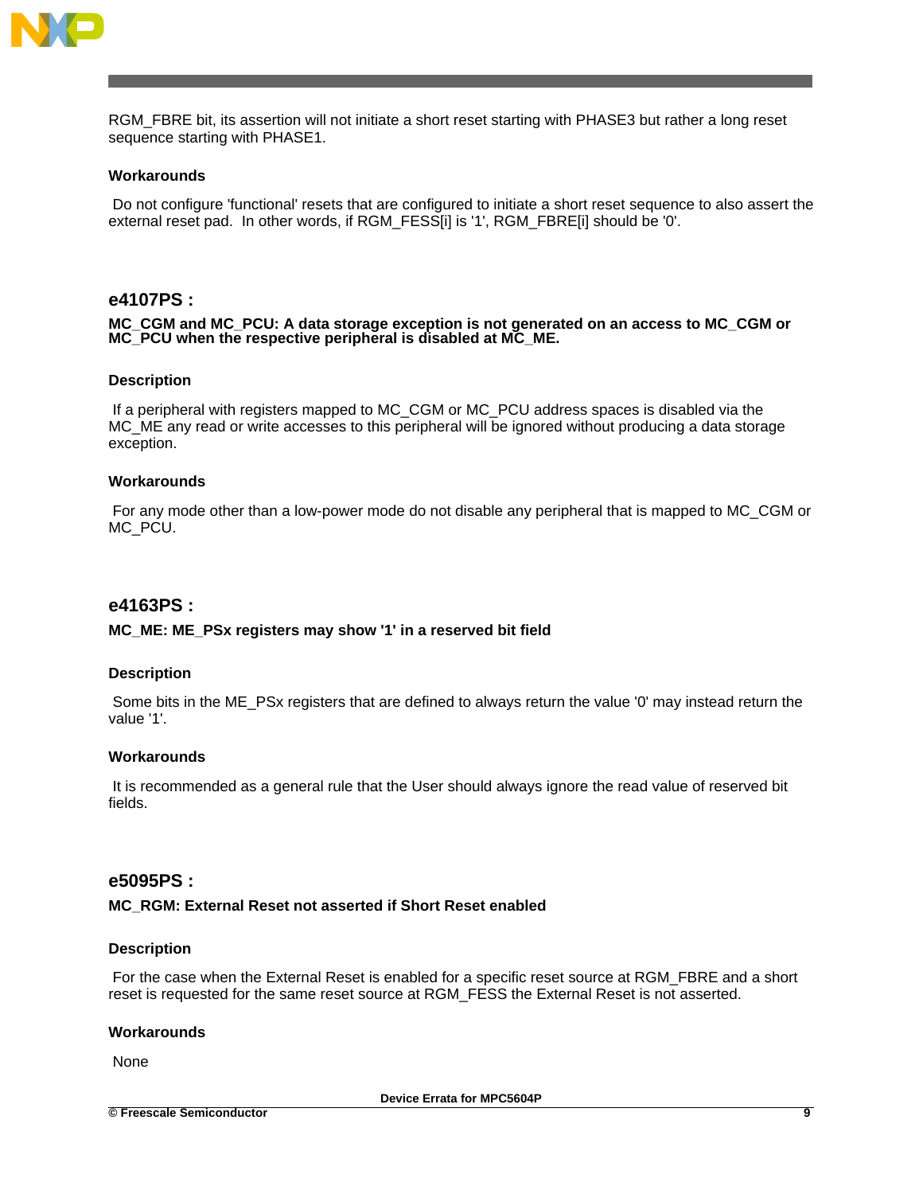RGM_FBRE bit, its assertion will not initiate a short reset starting with PHASE3 but rather a long reset sequence starting with PHASE1.

### Workarounds

Do not configure 'functional' resets that are configured to initiate a short reset sequence to also assert the external reset pad. In other words, if RGM_FESS[i] is '1', RGM_FBRE[i] should be '0'.

## e4107PS :

**MC_CGM and MC_PCU: A data storage exception is not generated on an access to MC_CGM or MC_PCU when the respective peripheral is disabled at MC_ME.**

### Description

If a peripheral with registers mapped to MC_CGM or MC_PCU address spaces is disabled via the MC_ME any read or write accesses to this peripheral will be ignored without producing a data storage exception.

### Workarounds

For any mode other than a low-power mode do not disable any peripheral that is mapped to MC_CGM or MC_PCU.

## e4163PS :

**MC_ME: ME_PSx registers may show '1' in a reserved bit field**

### Description

Some bits in the ME_PSx registers that are defined to always return the value '0' may instead return the value '1'.

### Workarounds

It is recommended as a general rule that the User should always ignore the read value of reserved bit fields.

## e5095PS :

**MC_RGM: External Reset not asserted if Short Reset enabled**

### Description

For the case when the External Reset is enabled for a specific reset source at RGM_FBRE and a short reset is requested for the same reset source at RGM_FESS the External Reset is not asserted.

### Workarounds

None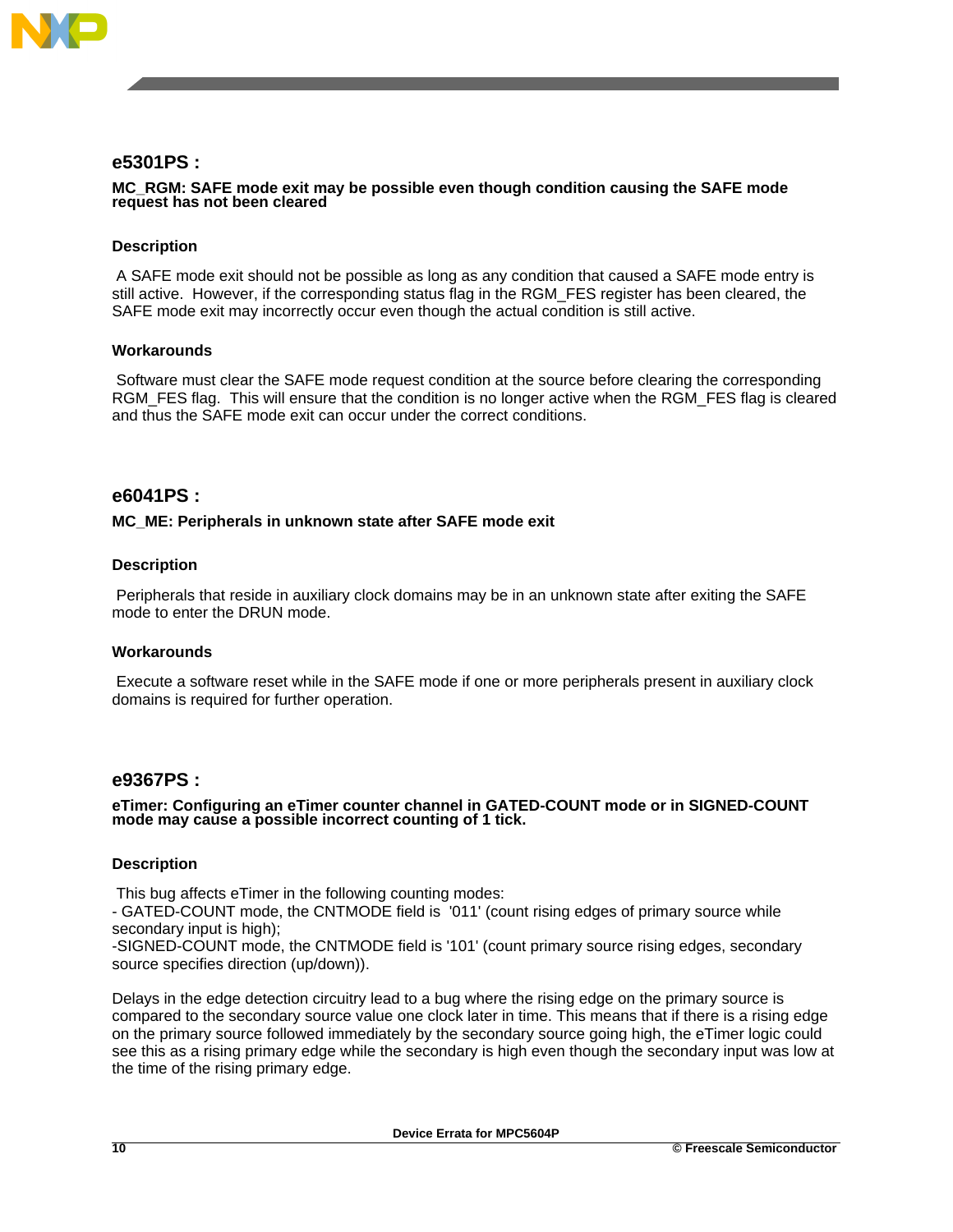## e5301PS :

**MC_RGM: SAFE mode exit may be possible even though condition causing the SAFE mode request has not been cleared**

### Description

A SAFE mode exit should not be possible as long as any condition that caused a SAFE mode entry is still active. However, if the corresponding status flag in the RGM_FES register has been cleared, the SAFE mode exit may incorrectly occur even though the actual condition is still active.

### Workarounds

Software must clear the SAFE mode request condition at the source before clearing the corresponding RGM_FES flag. This will ensure that the condition is no longer active when the RGM_FES flag is cleared and thus the SAFE mode exit can occur under the correct conditions.

## e6041PS :

**MC_ME: Peripherals in unknown state after SAFE mode exit**

### Description

Peripherals that reside in auxiliary clock domains may be in an unknown state after exiting the SAFE mode to enter the DRUN mode.

### Workarounds

Execute a software reset while in the SAFE mode if one or more peripherals present in auxiliary clock domains is required for further operation.

## e9367PS :

**eTimer: Configuring an eTimer counter channel in GATED-COUNT mode or in SIGNED-COUNT mode may cause a possible incorrect counting of 1 tick.**

### Description

This bug affects eTimer in the following counting modes:
- GATED-COUNT mode, the CNTMODE field is '011' (count rising edges of primary source while secondary input is high);
-SIGNED-COUNT mode, the CNTMODE field is '101' (count primary source rising edges, secondary source specifies direction (up/down)).

Delays in the edge detection circuitry lead to a bug where the rising edge on the primary source is compared to the secondary source value one clock later in time. This means that if there is a rising edge on the primary source followed immediately by the secondary source going high, the eTimer logic could see this as a rising primary edge while the secondary is high even though the secondary input was low at the time of the rising primary edge.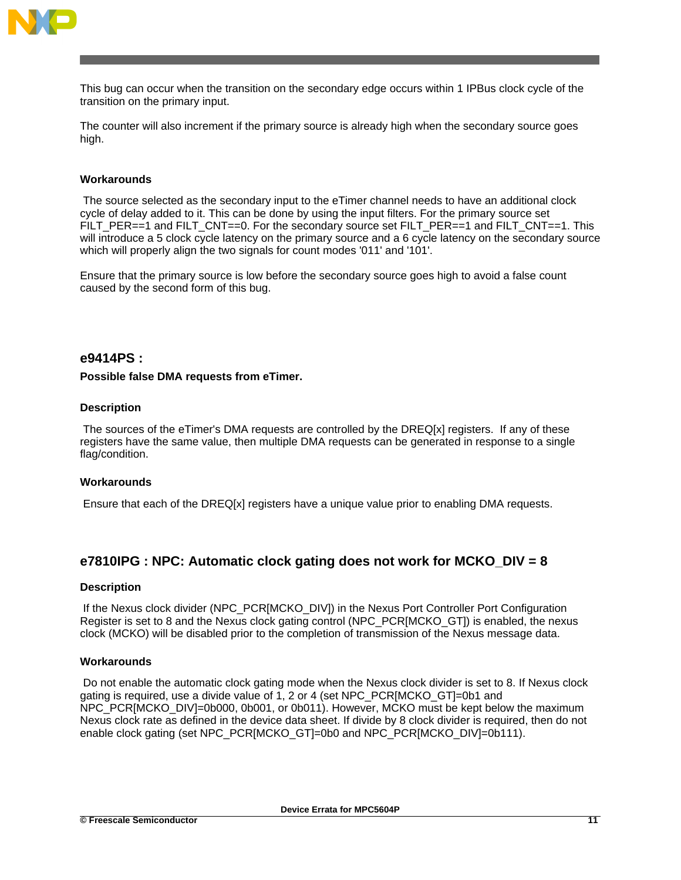This bug can occur when the transition on the secondary edge occurs within 1 IPBus clock cycle of the transition on the primary input.

The counter will also increment if the primary source is already high when the secondary source goes high.

### Workarounds

The source selected as the secondary input to the eTimer channel needs to have an additional clock cycle of delay added to it. This can be done by using the input filters. For the primary source set FILT_PER==1 and FILT_CNT==0. For the secondary source set FILT_PER==1 and FILT_CNT==1. This will introduce a 5 clock cycle latency on the primary source and a 6 cycle latency on the secondary source which will properly align the two signals for count modes '011' and '101'.

Ensure that the primary source is low before the secondary source goes high to avoid a false count caused by the second form of this bug.

## e9414PS :

**Possible false DMA requests from eTimer.**

### Description

The sources of the eTimer's DMA requests are controlled by the DREQ[x] registers. If any of these registers have the same value, then multiple DMA requests can be generated in response to a single flag/condition.

### Workarounds

Ensure that each of the DREQ[x] registers have a unique value prior to enabling DMA requests.

## e7810IPG : NPC: Automatic clock gating does not work for MCKO_DIV = 8

### Description

If the Nexus clock divider (NPC_PCR[MCKO_DIV]) in the Nexus Port Controller Port Configuration Register is set to 8 and the Nexus clock gating control (NPC_PCR[MCKO_GT]) is enabled, the nexus clock (MCKO) will be disabled prior to the completion of transmission of the Nexus message data.

### Workarounds

Do not enable the automatic clock gating mode when the Nexus clock divider is set to 8. If Nexus clock gating is required, use a divide value of 1, 2 or 4 (set NPC_PCR[MCKO_GT]=0b1 and NPC_PCR[MCKO_DIV]=0b000, 0b001, or 0b011). However, MCKO must be kept below the maximum Nexus clock rate as defined in the device data sheet. If divide by 8 clock divider is required, then do not enable clock gating (set NPC_PCR[MCKO_GT]=0b0 and NPC_PCR[MCKO_DIV]=0b111).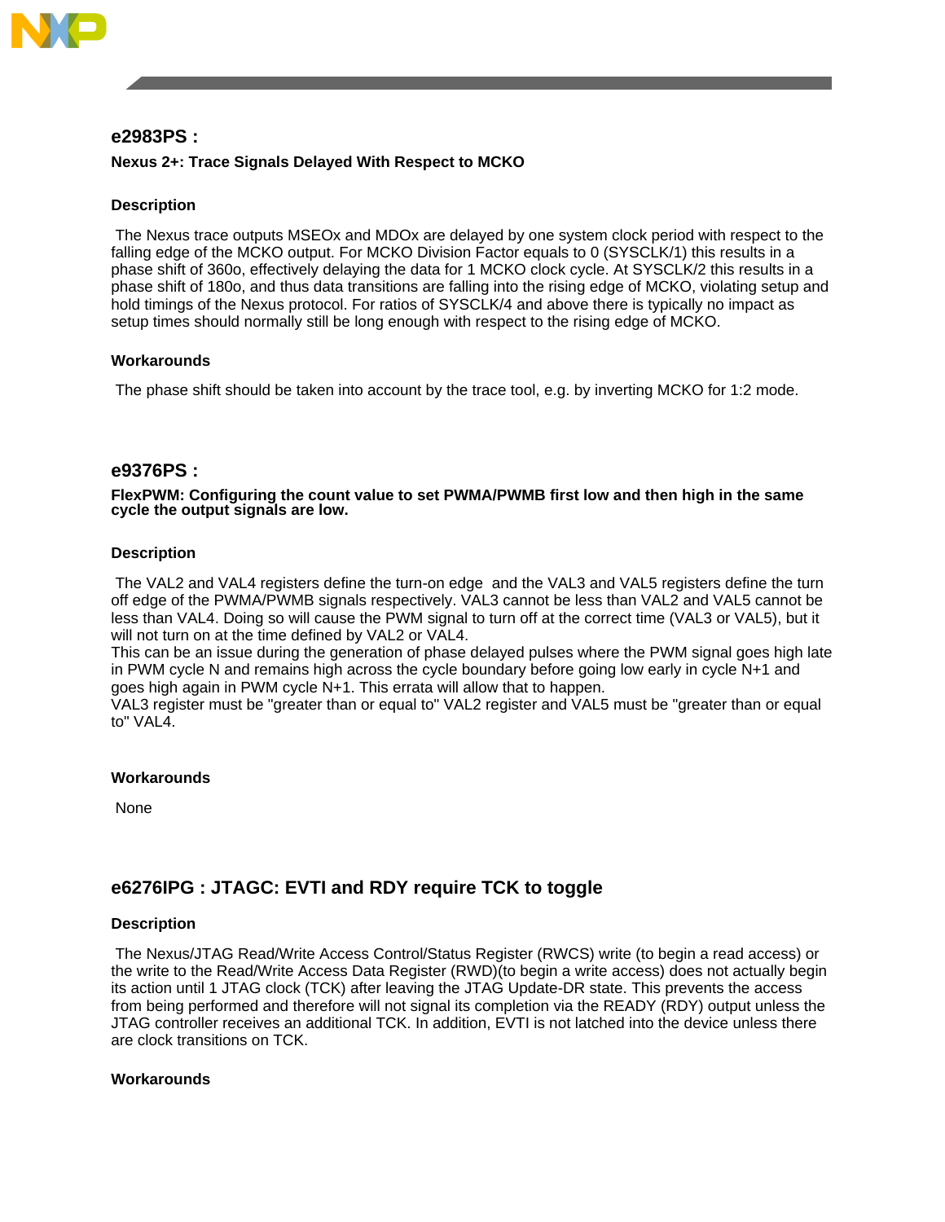## e2983PS :

**Nexus 2+: Trace Signals Delayed With Respect to MCKO**

### Description

The Nexus trace outputs MSEOx and MDOx are delayed by one system clock period with respect to the falling edge of the MCKO output. For MCKO Division Factor equals to 0 (SYSCLK/1) this results in a phase shift of 360o, effectively delaying the data for 1 MCKO clock cycle. At SYSCLK/2 this results in a phase shift of 180o, and thus data transitions are falling into the rising edge of MCKO, violating setup and hold timings of the Nexus protocol. For ratios of SYSCLK/4 and above there is typically no impact as setup times should normally still be long enough with respect to the rising edge of MCKO.

### Workarounds

The phase shift should be taken into account by the trace tool, e.g. by inverting MCKO for 1:2 mode.

## e9376PS :

**FlexPWM: Configuring the count value to set PWMA/PWMB first low and then high in the same cycle the output signals are low.**

### Description

The VAL2 and VAL4 registers define the turn-on edge and the VAL3 and VAL5 registers define the turn off edge of the PWMA/PWMB signals respectively. VAL3 cannot be less than VAL2 and VAL5 cannot be less than VAL4. Doing so will cause the PWM signal to turn off at the correct time (VAL3 or VAL5), but it will not turn on at the time defined by VAL2 or VAL4.
This can be an issue during the generation of phase delayed pulses where the PWM signal goes high late in PWM cycle N and remains high across the cycle boundary before going low early in cycle N+1 and goes high again in PWM cycle N+1. This errata will allow that to happen.
VAL3 register must be "greater than or equal to" VAL2 register and VAL5 must be "greater than or equal to" VAL4.

### Workarounds

None

## e6276IPG : JTAGC: EVTI and RDY require TCK to toggle

### Description

The Nexus/JTAG Read/Write Access Control/Status Register (RWCS) write (to begin a read access) or the write to the Read/Write Access Data Register (RWD)(to begin a write access) does not actually begin its action until 1 JTAG clock (TCK) after leaving the JTAG Update-DR state. This prevents the access from being performed and therefore will not signal its completion via the READY (RDY) output unless the JTAG controller receives an additional TCK. In addition, EVTI is not latched into the device unless there are clock transitions on TCK.

### Workarounds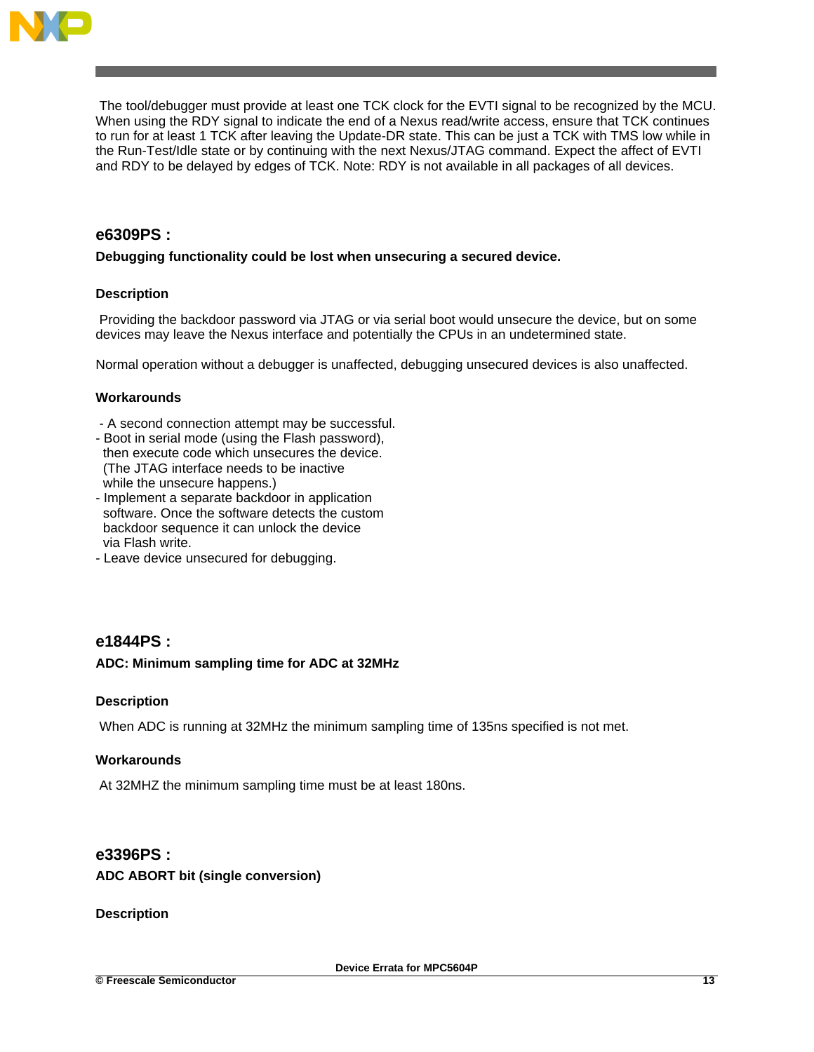The tool/debugger must provide at least one TCK clock for the EVTI signal to be recognized by the MCU. When using the RDY signal to indicate the end of a Nexus read/write access, ensure that TCK continues to run for at least 1 TCK after leaving the Update-DR state. This can be just a TCK with TMS low while in the Run-Test/Idle state or by continuing with the next Nexus/JTAG command. Expect the affect of EVTI and RDY to be delayed by edges of TCK. Note: RDY is not available in all packages of all devices.

## e6309PS :

**Debugging functionality could be lost when unsecuring a secured device.**

### Description

Providing the backdoor password via JTAG or via serial boot would unsecure the device, but on some devices may leave the Nexus interface and potentially the CPUs in an undetermined state.

Normal operation without a debugger is unaffected, debugging unsecured devices is also unaffected.

### Workarounds

- A second connection attempt may be successful.
- Boot in serial mode (using the Flash password), then execute code which unsecures the device. (The JTAG interface needs to be inactive while the unsecure happens.)
- Implement a separate backdoor in application software. Once the software detects the custom backdoor sequence it can unlock the device via Flash write.
- Leave device unsecured for debugging.

## e1844PS :

**ADC: Minimum sampling time for ADC at 32MHz**

### Description

When ADC is running at 32MHz the minimum sampling time of 135ns specified is not met.

### Workarounds

At 32MHZ the minimum sampling time must be at least 180ns.

## e3396PS :

**ADC ABORT bit (single conversion)**

### Description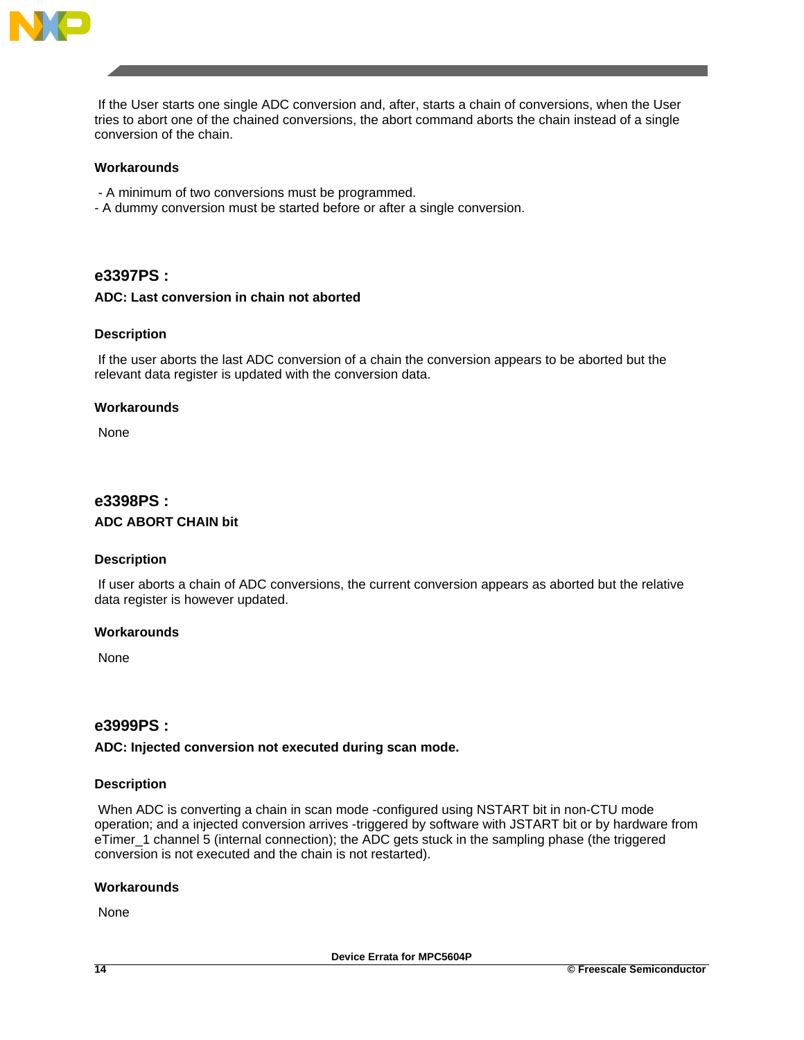If the User starts one single ADC conversion and, after, starts a chain of conversions, when the User tries to abort one of the chained conversions, the abort command aborts the chain instead of a single conversion of the chain.

### Workarounds

- A minimum of two conversions must be programmed.
- A dummy conversion must be started before or after a single conversion.

## e3397PS :

### ADC: Last conversion in chain not aborted

### Description

If the user aborts the last ADC conversion of a chain the conversion appears to be aborted but the relevant data register is updated with the conversion data.

### Workarounds

None

## e3398PS :

### ADC ABORT CHAIN bit

### Description

If user aborts a chain of ADC conversions, the current conversion appears as aborted but the relative data register is however updated.

### Workarounds

None

## e3999PS :

### ADC: Injected conversion not executed during scan mode.

### Description

When ADC is converting a chain in scan mode -configured using NSTART bit in non-CTU mode operation; and a injected conversion arrives -triggered by software with JSTART bit or by hardware from eTimer_1 channel 5 (internal connection); the ADC gets stuck in the sampling phase (the triggered conversion is not executed and the chain is not restarted).

### Workarounds

None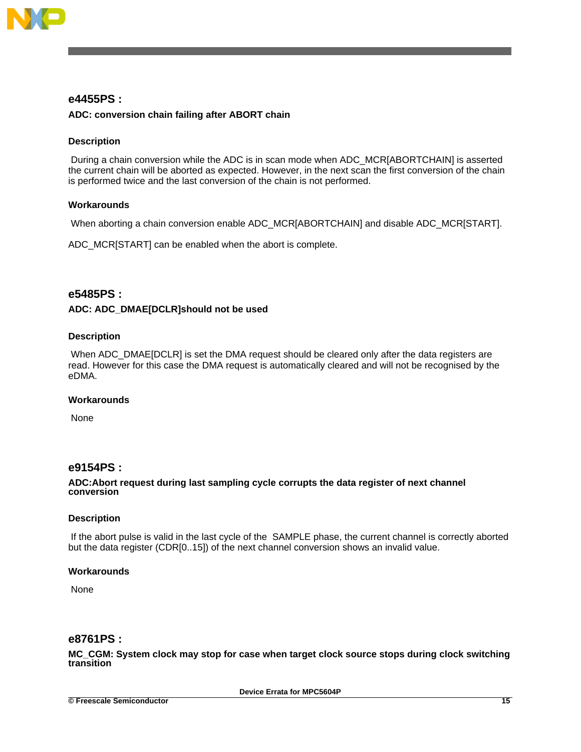## e4455PS :

**ADC: conversion chain failing after ABORT chain**

### Description

During a chain conversion while the ADC is in scan mode when ADC_MCR[ABORTCHAIN] is asserted the current chain will be aborted as expected. However, in the next scan the first conversion of the chain is performed twice and the last conversion of the chain is not performed.

### Workarounds

When aborting a chain conversion enable ADC_MCR[ABORTCHAIN] and disable ADC_MCR[START].

ADC_MCR[START] can be enabled when the abort is complete.

## e5485PS :

**ADC: ADC_DMAE[DCLR]should not be used**

### Description

When ADC_DMAE[DCLR] is set the DMA request should be cleared only after the data registers are read. However for this case the DMA request is automatically cleared and will not be recognised by the eDMA.

### Workarounds

None

## e9154PS :

**ADC:Abort request during last sampling cycle corrupts the data register of next channel conversion**

### Description

If the abort pulse is valid in the last cycle of the SAMPLE phase, the current channel is correctly aborted but the data register (CDR[0..15]) of the next channel conversion shows an invalid value.

### Workarounds

None

## e8761PS :

**MC_CGM: System clock may stop for case when target clock source stops during clock switching transition**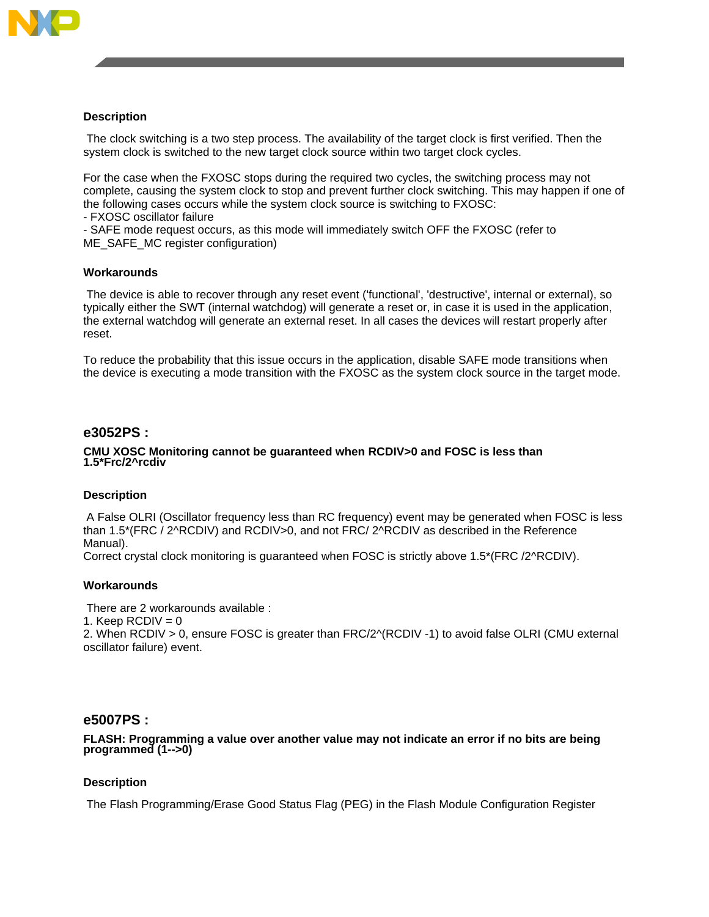### Description

The clock switching is a two step process. The availability of the target clock is first verified. Then the system clock is switched to the new target clock source within two target clock cycles.

For the case when the FXOSC stops during the required two cycles, the switching process may not complete, causing the system clock to stop and prevent further clock switching. This may happen if one of the following cases occurs while the system clock source is switching to FXOSC:
- FXOSC oscillator failure
- SAFE mode request occurs, as this mode will immediately switch OFF the FXOSC (refer to ME_SAFE_MC register configuration)

### Workarounds

The device is able to recover through any reset event ('functional', 'destructive', internal or external), so typically either the SWT (internal watchdog) will generate a reset or, in case it is used in the application, the external watchdog will generate an external reset. In all cases the devices will restart properly after reset.

To reduce the probability that this issue occurs in the application, disable SAFE mode transitions when the device is executing a mode transition with the FXOSC as the system clock source in the target mode.

## e3052PS :

**CMU XOSC Monitoring cannot be guaranteed when RCDIV>0 and FOSC is less than 1.5*Frc/2^rcdiv**

### Description

A False OLRI (Oscillator frequency less than RC frequency) event may be generated when FOSC is less than 1.5*(FRC / 2^RCDIV) and RCDIV>0, and not FRC/ 2^RCDIV as described in the Reference Manual).
Correct crystal clock monitoring is guaranteed when FOSC is strictly above 1.5*(FRC /2^RCDIV).

### Workarounds

There are 2 workarounds available :
1. Keep RCDIV = 0
2. When RCDIV > 0, ensure FOSC is greater than FRC/2^(RCDIV -1) to avoid false OLRI (CMU external oscillator failure) event.

## e5007PS :

**FLASH: Programming a value over another value may not indicate an error if no bits are being programmed (1-->0)**

### Description

The Flash Programming/Erase Good Status Flag (PEG) in the Flash Module Configuration Register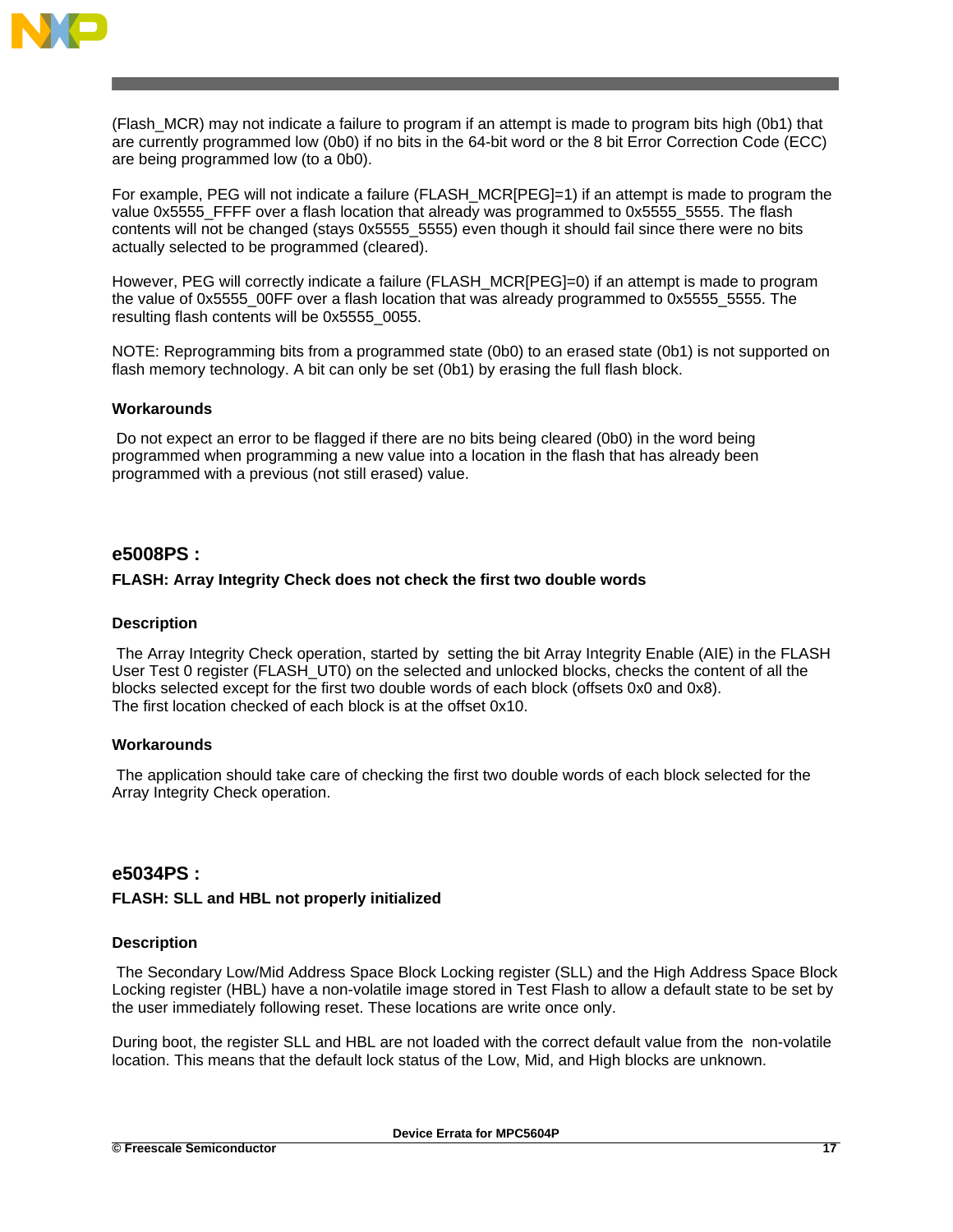(Flash_MCR) may not indicate a failure to program if an attempt is made to program bits high (0b1) that are currently programmed low (0b0) if no bits in the 64-bit word or the 8 bit Error Correction Code (ECC) are being programmed low (to a 0b0).

For example, PEG will not indicate a failure (FLASH_MCR[PEG]=1) if an attempt is made to program the value 0x5555_FFFF over a flash location that already was programmed to 0x5555_5555. The flash contents will not be changed (stays 0x5555_5555) even though it should fail since there were no bits actually selected to be programmed (cleared).

However, PEG will correctly indicate a failure (FLASH_MCR[PEG]=0) if an attempt is made to program the value of 0x5555_00FF over a flash location that was already programmed to 0x5555_5555. The resulting flash contents will be 0x5555_0055.

NOTE: Reprogramming bits from a programmed state (0b0) to an erased state (0b1) is not supported on flash memory technology. A bit can only be set (0b1) by erasing the full flash block.

### Workarounds

Do not expect an error to be flagged if there are no bits being cleared (0b0) in the word being programmed when programming a new value into a location in the flash that has already been programmed with a previous (not still erased) value.

## e5008PS :

**FLASH: Array Integrity Check does not check the first two double words**

### Description

The Array Integrity Check operation, started by setting the bit Array Integrity Enable (AIE) in the FLASH User Test 0 register (FLASH_UT0) on the selected and unlocked blocks, checks the content of all the blocks selected except for the first two double words of each block (offsets 0x0 and 0x8).
The first location checked of each block is at the offset 0x10.

### Workarounds

The application should take care of checking the first two double words of each block selected for the Array Integrity Check operation.

## e5034PS :

**FLASH: SLL and HBL not properly initialized**

### Description

The Secondary Low/Mid Address Space Block Locking register (SLL) and the High Address Space Block Locking register (HBL) have a non-volatile image stored in Test Flash to allow a default state to be set by the user immediately following reset. These locations are write once only.

During boot, the register SLL and HBL are not loaded with the correct default value from the non-volatile location. This means that the default lock status of the Low, Mid, and High blocks are unknown.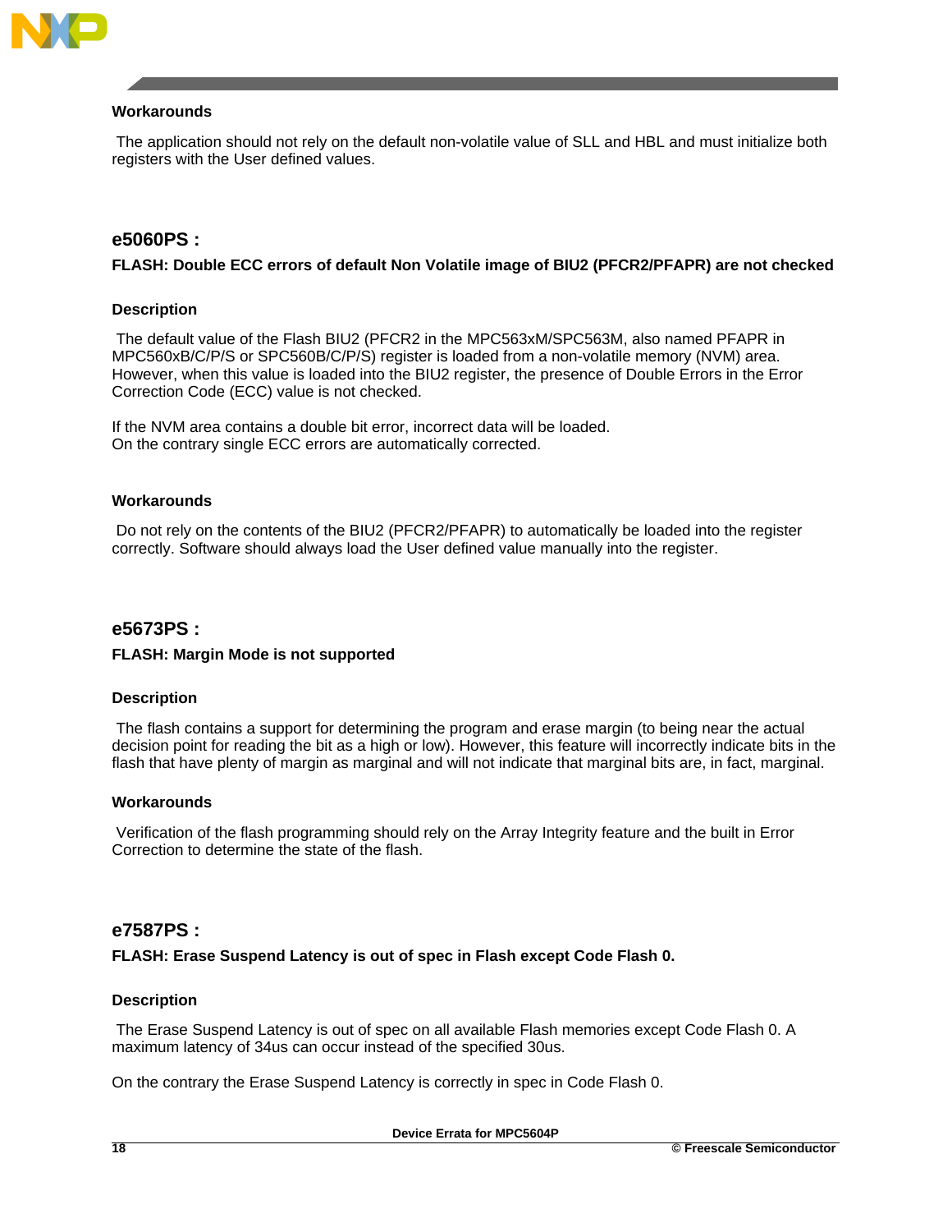### Workarounds

The application should not rely on the default non-volatile value of SLL and HBL and must initialize both registers with the User defined values.

## e5060PS :

**FLASH: Double ECC errors of default Non Volatile image of BIU2 (PFCR2/PFAPR) are not checked**

### Description

The default value of the Flash BIU2 (PFCR2 in the MPC563xM/SPC563M, also named PFAPR in MPC560xB/C/P/S or SPC560B/C/P/S) register is loaded from a non-volatile memory (NVM) area. However, when this value is loaded into the BIU2 register, the presence of Double Errors in the Error Correction Code (ECC) value is not checked.

If the NVM area contains a double bit error, incorrect data will be loaded.
On the contrary single ECC errors are automatically corrected.

### Workarounds

Do not rely on the contents of the BIU2 (PFCR2/PFAPR) to automatically be loaded into the register correctly. Software should always load the User defined value manually into the register.

## e5673PS :

**FLASH: Margin Mode is not supported**

### Description

The flash contains a support for determining the program and erase margin (to being near the actual decision point for reading the bit as a high or low). However, this feature will incorrectly indicate bits in the flash that have plenty of margin as marginal and will not indicate that marginal bits are, in fact, marginal.

### Workarounds

Verification of the flash programming should rely on the Array Integrity feature and the built in Error Correction to determine the state of the flash.

## e7587PS :

**FLASH: Erase Suspend Latency is out of spec in Flash except Code Flash 0.**

### Description

The Erase Suspend Latency is out of spec on all available Flash memories except Code Flash 0. A maximum latency of 34us can occur instead of the specified 30us.

On the contrary the Erase Suspend Latency is correctly in spec in Code Flash 0.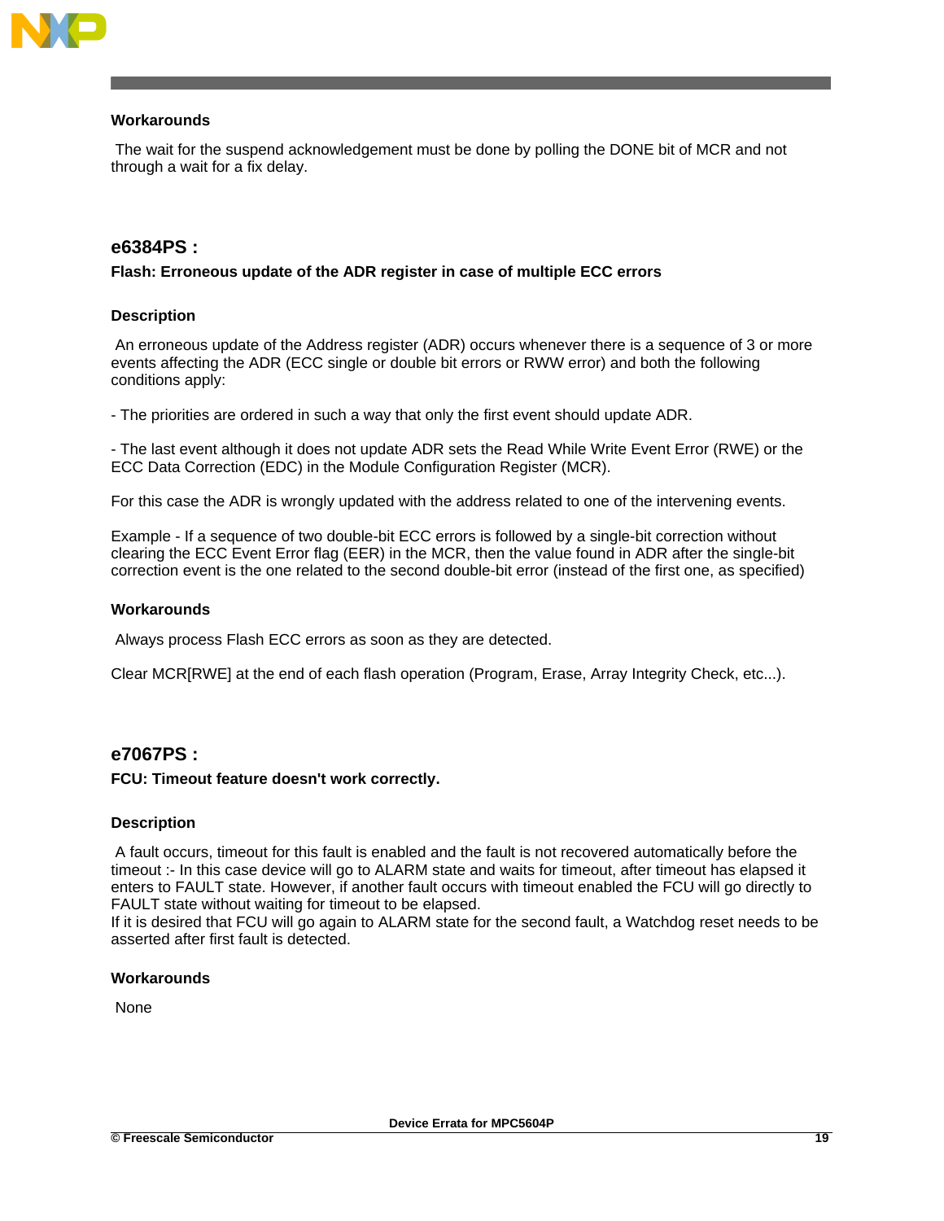#### Workarounds

The wait for the suspend acknowledgement must be done by polling the DONE bit of MCR and not through a wait for a fix delay.

## e6384PS :

#### Flash: Erroneous update of the ADR register in case of multiple ECC errors

#### Description

An erroneous update of the Address register (ADR) occurs whenever there is a sequence of 3 or more events affecting the ADR (ECC single or double bit errors or RWW error) and both the following conditions apply:

- The priorities are ordered in such a way that only the first event should update ADR.

- The last event although it does not update ADR sets the Read While Write Event Error (RWE) or the ECC Data Correction (EDC) in the Module Configuration Register (MCR).

For this case the ADR is wrongly updated with the address related to one of the intervening events.

Example - If a sequence of two double-bit ECC errors is followed by a single-bit correction without clearing the ECC Event Error flag (EER) in the MCR, then the value found in ADR after the single-bit correction event is the one related to the second double-bit error (instead of the first one, as specified)

#### Workarounds

Always process Flash ECC errors as soon as they are detected.

Clear MCR[RWE] at the end of each flash operation (Program, Erase, Array Integrity Check, etc...).

## e7067PS :

#### FCU: Timeout feature doesn't work correctly.

#### Description

A fault occurs, timeout for this fault is enabled and the fault is not recovered automatically before the timeout :- In this case device will go to ALARM state and waits for timeout, after timeout has elapsed it enters to FAULT state. However, if another fault occurs with timeout enabled the FCU will go directly to FAULT state without waiting for timeout to be elapsed.
If it is desired that FCU will go again to ALARM state for the second fault, a Watchdog reset needs to be asserted after first fault is detected.

#### Workarounds

None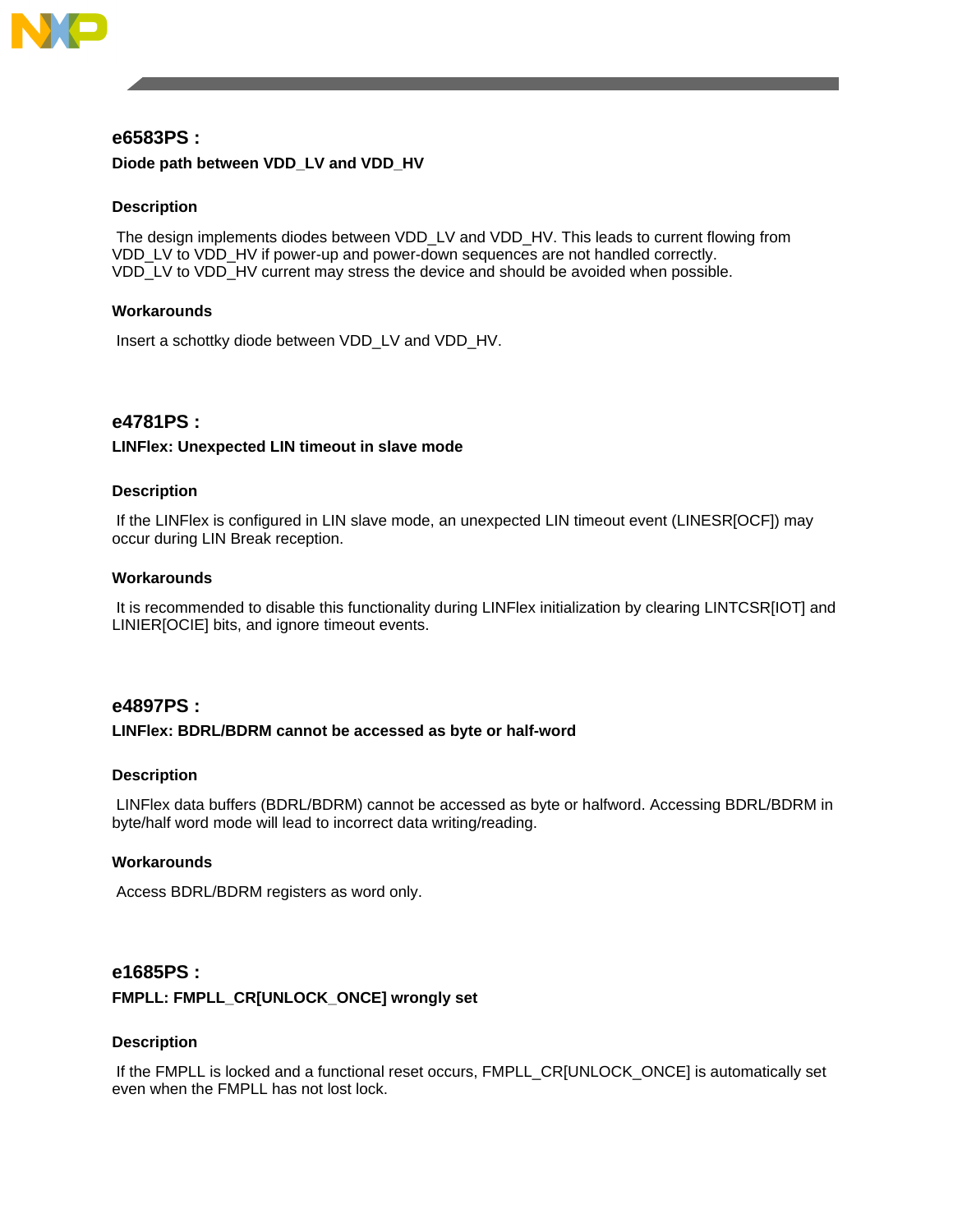## e6583PS :

### Diode path between VDD_LV and VDD_HV

#### Description

The design implements diodes between VDD_LV and VDD_HV. This leads to current flowing from VDD_LV to VDD_HV if power-up and power-down sequences are not handled correctly. VDD_LV to VDD_HV current may stress the device and should be avoided when possible.

#### Workarounds

Insert a schottky diode between VDD_LV and VDD_HV.

## e4781PS :

### LINFlex: Unexpected LIN timeout in slave mode

#### Description

If the LINFlex is configured in LIN slave mode, an unexpected LIN timeout event (LINESR[OCF]) may occur during LIN Break reception.

#### Workarounds

It is recommended to disable this functionality during LINFlex initialization by clearing LINTCSR[IOT] and LINIER[OCIE] bits, and ignore timeout events.

## e4897PS :

### LINFlex: BDRL/BDRM cannot be accessed as byte or half-word

#### Description

LINFlex data buffers (BDRL/BDRM) cannot be accessed as byte or halfword. Accessing BDRL/BDRM in byte/half word mode will lead to incorrect data writing/reading.

#### Workarounds

Access BDRL/BDRM registers as word only.

## e1685PS :

### FMPLL: FMPLL_CR[UNLOCK_ONCE] wrongly set

#### Description

If the FMPLL is locked and a functional reset occurs, FMPLL_CR[UNLOCK_ONCE] is automatically set even when the FMPLL has not lost lock.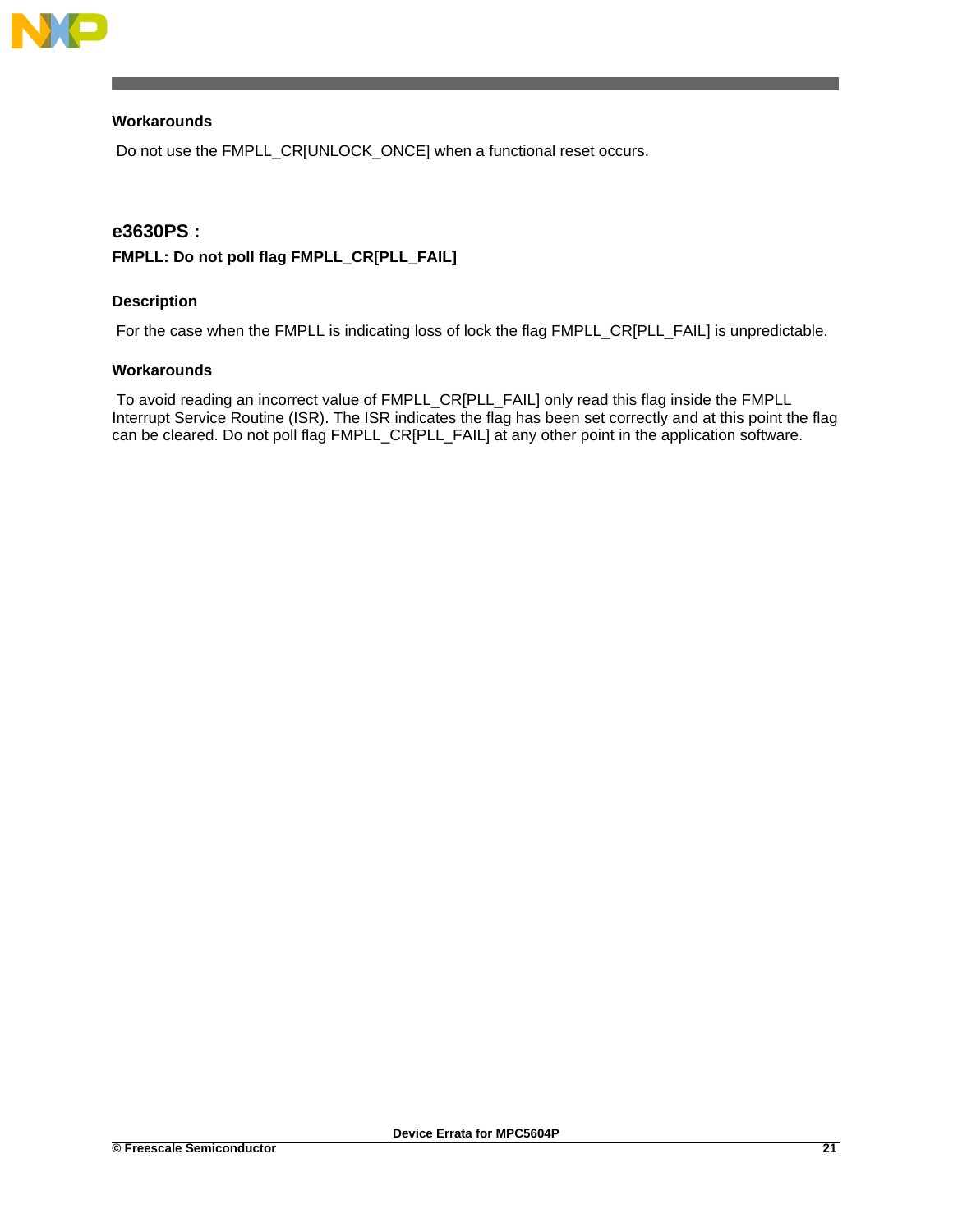### Workarounds

Do not use the FMPLL_CR[UNLOCK_ONCE] when a functional reset occurs.

## e3630PS :

### FMPLL: Do not poll flag FMPLL_CR[PLL_FAIL]

### Description

For the case when the FMPLL is indicating loss of lock the flag FMPLL_CR[PLL_FAIL] is unpredictable.

### Workarounds

To avoid reading an incorrect value of FMPLL_CR[PLL_FAIL] only read this flag inside the FMPLL Interrupt Service Routine (ISR). The ISR indicates the flag has been set correctly and at this point the flag can be cleared. Do not poll flag FMPLL_CR[PLL_FAIL] at any other point in the application software.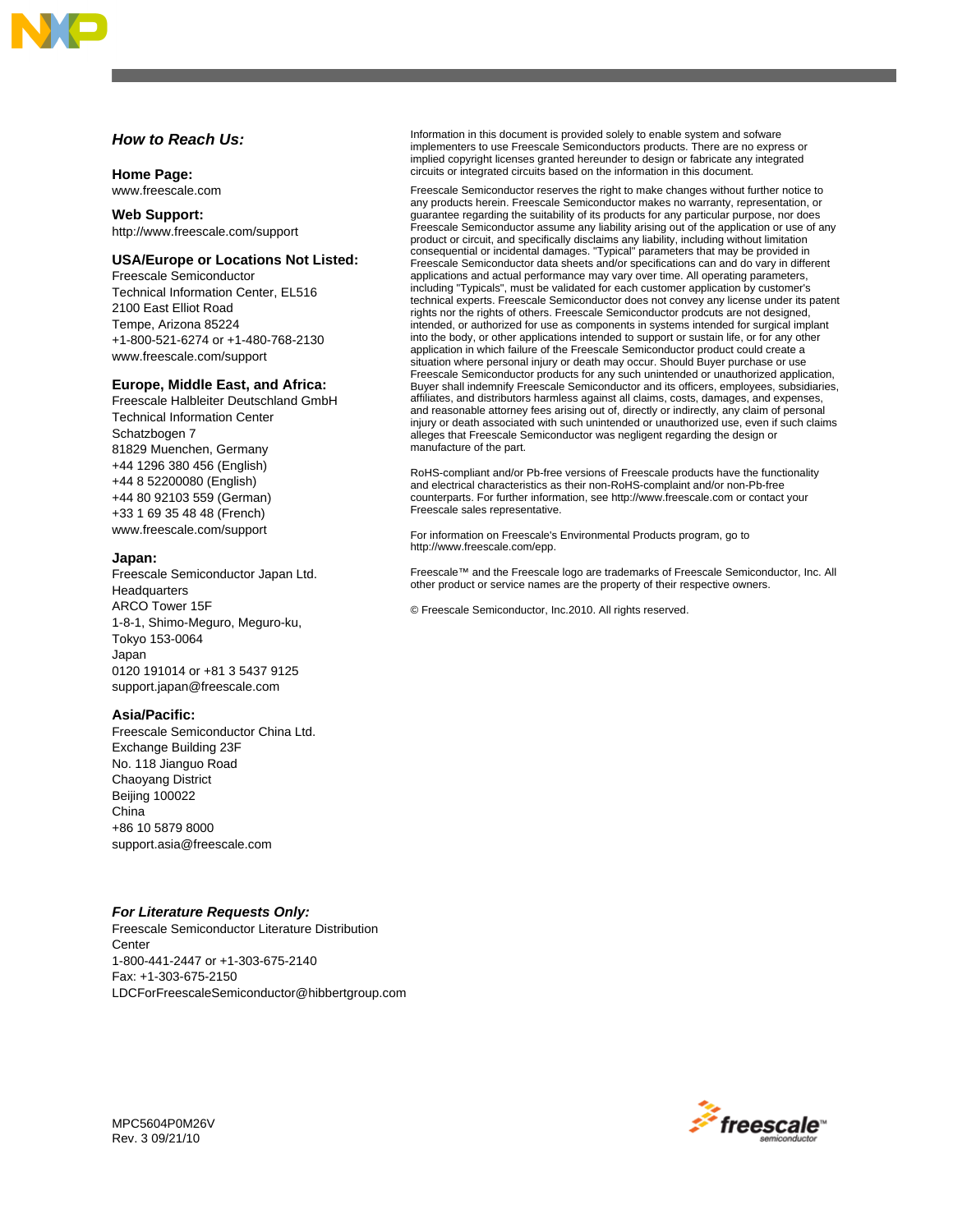*How to Reach Us:*

**Home Page:**
www.freescale.com

**Web Support:**
http://www.freescale.com/support

**USA/Europe or Locations Not Listed:**
Freescale Semiconductor
Technical Information Center, EL516
2100 East Elliot Road
Tempe, Arizona 85224
+1-800-521-6274 or +1-480-768-2130
www.freescale.com/support

**Europe, Middle East, and Africa:**
Freescale Halbleiter Deutschland GmbH
Technical Information Center
Schatzbogen 7
81829 Muenchen, Germany
+44 1296 380 456 (English)
+44 8 52200080 (English)
+44 80 92103 559 (German)
+33 1 69 35 48 48 (French)
www.freescale.com/support

**Japan:**
Freescale Semiconductor Japan Ltd.
Headquarters
ARCO Tower 15F
1-8-1, Shimo-Meguro, Meguro-ku,
Tokyo 153-0064
Japan
0120 191014 or +81 3 5437 9125
support.japan@freescale.com

**Asia/Pacific:**
Freescale Semiconductor China Ltd.
Exchange Building 23F
No. 118 Jianguo Road
Chaoyang District
Beijing 100022
China
+86 10 5879 8000
support.asia@freescale.com

***For Literature Requests Only:***
Freescale Semiconductor Literature Distribution Center
1-800-441-2447 or +1-303-675-2140
Fax: +1-303-675-2150
LDCForFreescaleSemiconductor@hibbertgroup.com

Information in this document is provided solely to enable system and sofware implementers to use Freescale Semiconductors products. There are no express or implied copyright licenses granted hereunder to design or fabricate any integrated circuits or integrated circuits based on the information in this document.

Freescale Semiconductor reserves the right to make changes without further notice to any products herein. Freescale Semiconductor makes no warranty, representation, or guarantee regarding the suitability of its products for any particular purpose, nor does Freescale Semiconductor assume any liability arising out of the application or use of any product or circuit, and specifically disclaims any liability, including without limitation consequential or incidental damages. "Typical" parameters that may be provided in Freescale Semiconductor data sheets and/or specifications can and do vary in different applications and actual performance may vary over time. All operating parameters, including "Typicals", must be validated for each customer application by customer's technical experts. Freescale Semiconductor does not convey any license under its patent rights nor the rights of others. Freescale Semiconductor prodcuts are not designed, intended, or authorized for use as components in systems intended for surgical implant into the body, or other applications intended to support or sustain life, or for any other application in which failure of the Freescale Semiconductor product could create a situation where personal injury or death may occur. Should Buyer purchase or use Freescale Semiconductor products for any such unintended or unauthorized application, Buyer shall indemnify Freescale Semiconductor and its officers, employees, subsidiaries, affiliates, and distributors harmless against all claims, costs, damages, and expenses, and reasonable attorney fees arising out of, directly or indirectly, any claim of personal injury or death associated with such unintended or unauthorized use, even if such claims alleges that Freescale Semiconductor was negligent regarding the design or manufacture of the part.

RoHS-compliant and/or Pb-free versions of Freescale products have the functionality and electrical characteristics as their non-RoHS-complaint and/or non-Pb-free counterparts. For further information, see http://www.freescale.com or contact your Freescale sales representative.

For information on Freescale's Environmental Products program, go to http://www.freescale.com/epp.

Freescale™ and the Freescale logo are trademarks of Freescale Semiconductor, Inc. All other product or service names are the property of their respective owners.

© Freescale Semiconductor, Inc.2010. All rights reserved.

MPC5604P0M26V
Rev. 3 09/21/10